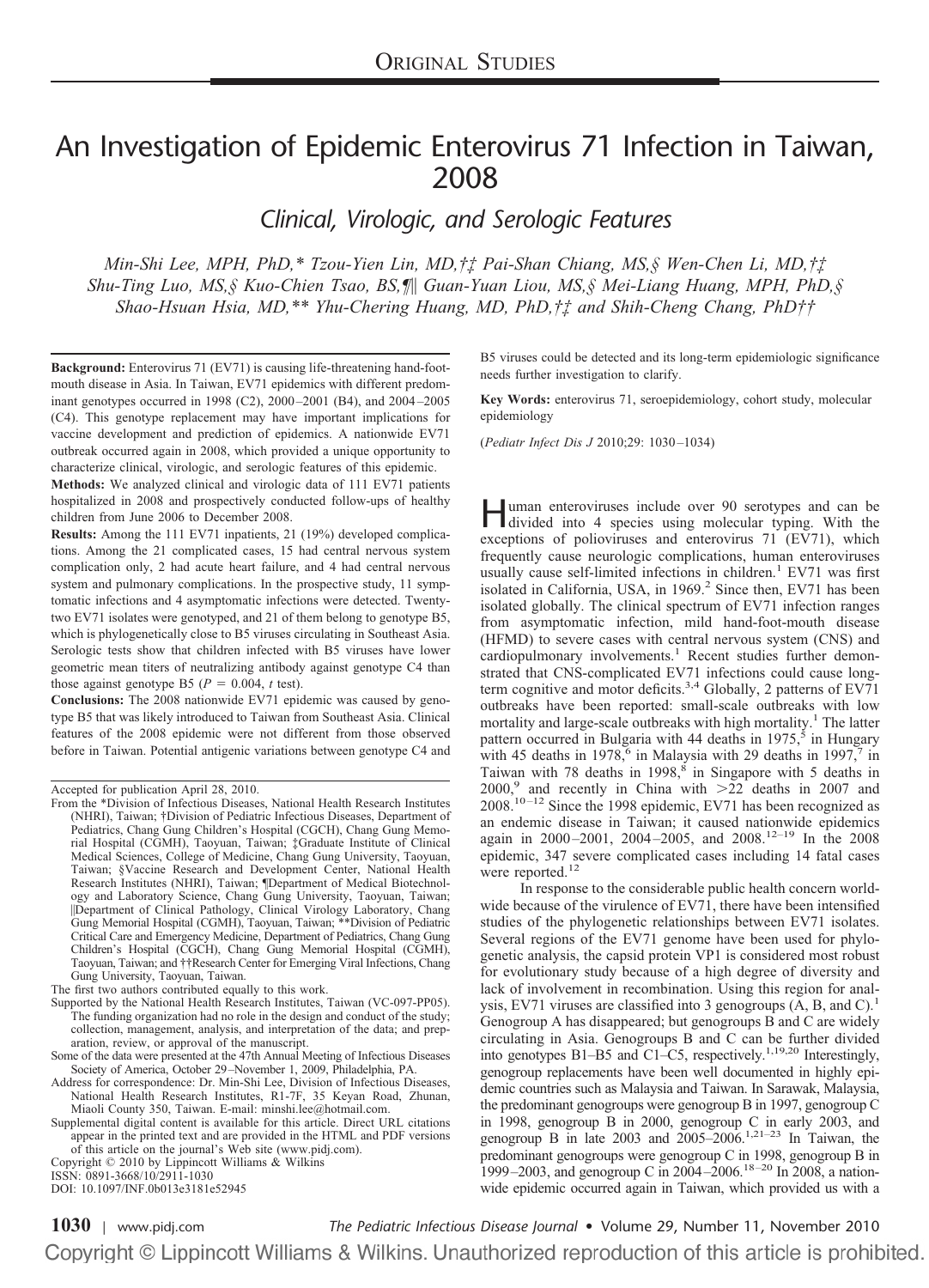# An Investigation of Epidemic Enterovirus 71 Infection in Taiwan, 2008

## Clinical, Virologic, and Serologic Features

*Min-Shi Lee, MPH, PhD,\* Tzou-Yien Lin, MD,†‡ Pai-Shan Chiang, MS,§ Wen-Chen Li, MD,†‡ Shu-Ting Luo, MS,§ Kuo-Chien Tsao, BS,¶‖ Guan-Yuan Liou, MS,§ Mei-Liang Huang, MPH, PhD,§ Shao-Hsuan Hsia, MD,\*\* Yhu-Chering Huang, MD, PhD,†‡ and Shih-Cheng Chang, PhD††*

**Background:** Enterovirus 71 (EV71) is causing life-threatening hand-foot-mouth disease in Asia. In Taiwan, EV71 epidemics with different predominant genotypes occurred in 1998 (C2), 2000–2001 (B4), and 2004–2005 (C4). This genotype replacement may have important implications for vaccine development and prediction of epidemics. A nationwide EV71 outbreak occurred again in 2008, which provided a unique opportunity to characterize clinical, virologic, and serologic features of this epidemic.

**Methods:** We analyzed clinical and virologic data of 111 EV71 patients hospitalized in 2008 and prospectively conducted follow-ups of healthy children from June 2006 to December 2008.

**Results:** Among the 111 EV71 inpatients, 21 (19%) developed complications. Among the 21 complicated cases, 15 had central nervous system complication only, 2 had acute heart failure, and 4 had central nervous system and pulmonary complications. In the prospective study, 11 symptomatic infections and 4 asymptomatic infections were detected. Twenty-two EV71 isolates were genotyped, and 21 of them belong to genotype B5, which is phylogenetically close to B5 viruses circulating in Southeast Asia. Serologic tests show that children infected with B5 viruses have lower geometric mean titers of neutralizing antibody against genotype C4 than those against genotype B5 ($P = 0.004$, *t* test).

**Conclusions:** The 2008 nationwide EV71 epidemic was caused by genotype B5 that was likely introduced to Taiwan from Southeast Asia. Clinical features of the 2008 epidemic were not different from those observed before in Taiwan. Potential antigenic variations between genotype C4 and B5 viruses could be detected and its long-term epidemiologic significance needs further investigation to clarify.

**Key Words:** enterovirus 71, seroepidemiology, cohort study, molecular epidemiology

(*Pediatr Infect Dis J* 2010;29: 1030–1034)

Accepted for publication April 28, 2010.

From the \*Division of Infectious Diseases, National Health Research Institutes (NHRI), Taiwan; †Division of Pediatric Infectious Diseases, Department of Pediatrics, Chang Gung Children's Hospital (CGCH), Chang Gung Memorial Hospital (CGMH), Taoyuan, Taiwan; ‡Graduate Institute of Clinical Medical Sciences, College of Medicine, Chang Gung University, Taoyuan, Taiwan; §Vaccine Research and Development Center, National Health Research Institutes (NHRI), Taiwan; ¶Department of Medical Biotechnology and Laboratory Science, Chang Gung University, Taoyuan, Taiwan; ‖Department of Clinical Pathology, Clinical Virology Laboratory, Chang Gung Memorial Hospital (CGMH), Taoyuan, Taiwan; \*\*Division of Pediatric Critical Care and Emergency Medicine, Department of Pediatrics, Chang Gung Children's Hospital (CGCH), Chang Gung Memorial Hospital (CGMH), Taoyuan, Taiwan; and ††Research Center for Emerging Viral Infections, Chang Gung University, Taoyuan, Taiwan.

The first two authors contributed equally to this work.

Supported by the National Health Research Institutes, Taiwan (VC-097-PP05). The funding organization had no role in the design and conduct of the study; collection, management, analysis, and interpretation of the data; and preparation, review, or approval of the manuscript.

Some of the data were presented at the 47th Annual Meeting of Infectious Diseases Society of America, October 29–November 1, 2009, Philadelphia, PA.

Address for correspondence: Dr. Min-Shi Lee, Division of Infectious Diseases, National Health Research Institutes, R1-7F, 35 Keyan Road, Zhunan, Miaoli County 350, Taiwan. E-mail: minshi.lee@hotmail.com.

Supplemental digital content is available for this article. Direct URL citations appear in the printed text and are provided in the HTML and PDF versions of this article on the journal's Web site (www.pidj.com).

Copyright © 2010 by Lippincott Williams & Wilkins

ISSN: 0891-3668/10/2911-1030

DOI: 10.1097/INF.0b013e3181e52945

Human enteroviruses include over 90 serotypes and can be divided into 4 species using molecular typing. With the exceptions of polioviruses and enterovirus 71 (EV71), which frequently cause neurologic complications, human enteroviruses usually cause self-limited infections in children.[1] EV71 was first isolated in California, USA, in 1969.[2] Since then, EV71 has been isolated globally. The clinical spectrum of EV71 infection ranges from asymptomatic infection, mild hand-foot-mouth disease (HFMD) to severe cases with central nervous system (CNS) and cardiopulmonary involvements.[1] Recent studies further demonstrated that CNS-complicated EV71 infections could cause long-term cognitive and motor deficits.[3,4] Globally, 2 patterns of EV71 outbreaks have been reported: small-scale outbreaks with low mortality and large-scale outbreaks with high mortality.[1] The latter pattern occurred in Bulgaria with 44 deaths in 1975,[5] in Hungary with 45 deaths in 1978,[6] in Malaysia with 29 deaths in 1997,[7] in Taiwan with 78 deaths in 1998,[8] in Singapore with 5 deaths in 2000,[9] and recently in China with >22 deaths in 2007 and 2008.[10–12] Since the 1998 epidemic, EV71 has been recognized as an endemic disease in Taiwan; it caused nationwide epidemics again in 2000–2001, 2004–2005, and 2008.[12–19] In the 2008 epidemic, 347 severe complicated cases including 14 fatal cases were reported.[12]

In response to the considerable public health concern worldwide because of the virulence of EV71, there have been intensified studies of the phylogenetic relationships between EV71 isolates. Several regions of the EV71 genome have been used for phylogenetic analysis, the capsid protein VP1 is considered most robust for evolutionary study because of a high degree of diversity and lack of involvement in recombination. Using this region for analysis, EV71 viruses are classified into 3 genogroups (A, B, and C).[1] Genogroup A has disappeared; but genogroups B and C are widely circulating in Asia. Genogroups B and C can be further divided into genotypes B1–B5 and C1–C5, respectively.[1,19,20] Interestingly, genogroup replacements have been well documented in highly epidemic countries such as Malaysia and Taiwan. In Sarawak, Malaysia, the predominant genogroups were genogroup B in 1997, genogroup C in 1998, genogroup B in 2000, genogroup C in early 2003, and genogroup B in late 2003 and 2005–2006.[1,21–23] In Taiwan, the predominant genogroups were genogroup C in 1998, genogroup B in 1999–2003, and genogroup C in 2004–2006.[18–20] In 2008, a nationwide epidemic occurred again in Taiwan, which provided us with a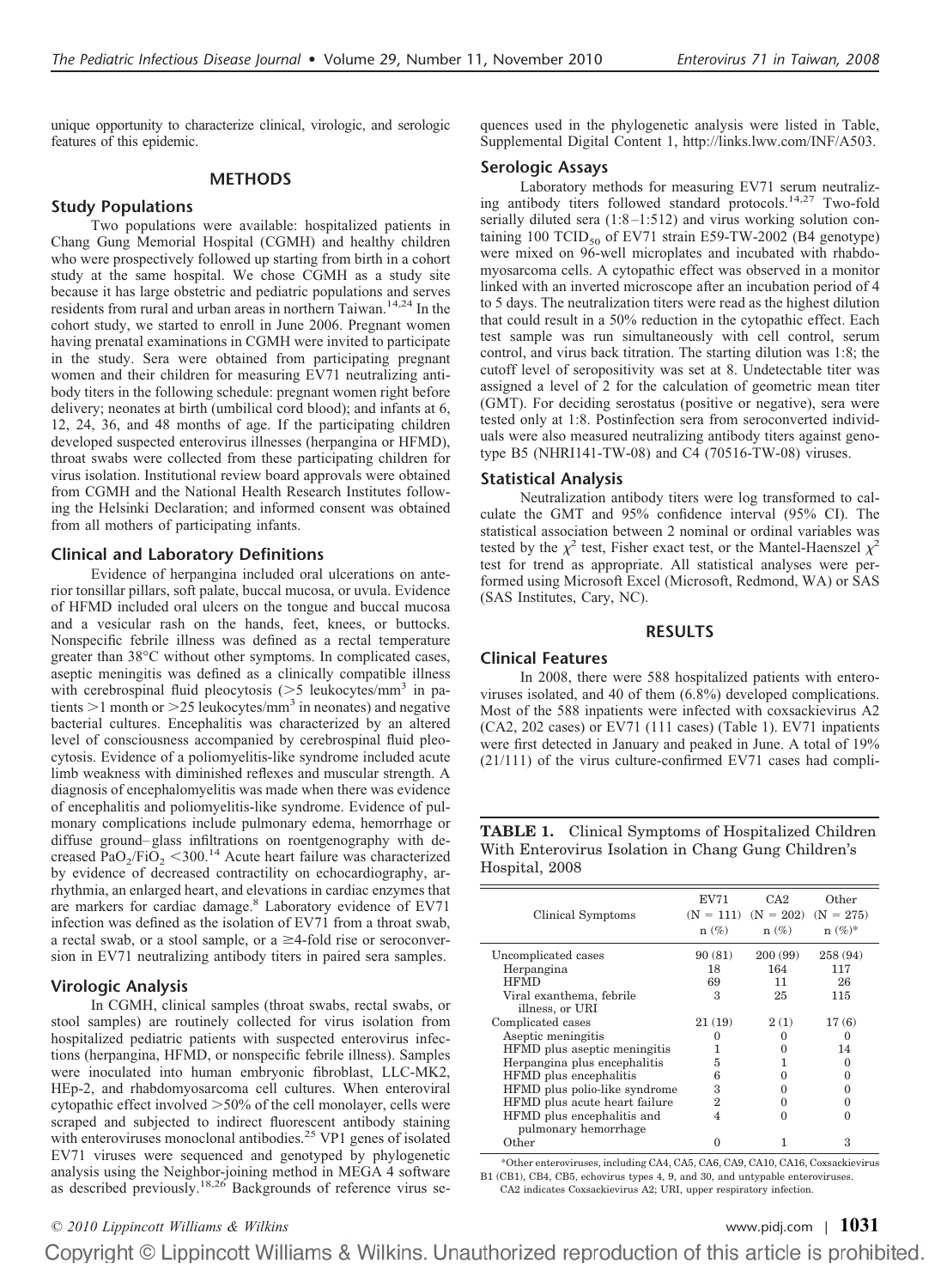unique opportunity to characterize clinical, virologic, and serologic features of this epidemic.

## METHODS

### Study Populations

Two populations were available: hospitalized patients in Chang Gung Memorial Hospital (CGMH) and healthy children who were prospectively followed up starting from birth in a cohort study at the same hospital. We chose CGMH as a study site because it has large obstetric and pediatric populations and serves residents from rural and urban areas in northern Taiwan.[14,24] In the cohort study, we started to enroll in June 2006. Pregnant women having prenatal examinations in CGMH were invited to participate in the study. Sera were obtained from participating pregnant women and their children for measuring EV71 neutralizing antibody titers in the following schedule: pregnant women right before delivery; neonates at birth (umbilical cord blood); and infants at 6, 12, 24, 36, and 48 months of age. If the participating children developed suspected enterovirus illnesses (herpangina or HFMD), throat swabs were collected from these participating children for virus isolation. Institutional review board approvals were obtained from CGMH and the National Health Research Institutes following the Helsinki Declaration; and informed consent was obtained from all mothers of participating infants.

### Clinical and Laboratory Definitions

Evidence of herpangina included oral ulcerations on anterior tonsillar pillars, soft palate, buccal mucosa, or uvula. Evidence of HFMD included oral ulcers on the tongue and buccal mucosa and a vesicular rash on the hands, feet, knees, or buttocks. Nonspecific febrile illness was defined as a rectal temperature greater than 38°C without other symptoms. In complicated cases, aseptic meningitis was defined as a clinically compatible illness with cerebrospinal fluid pleocytosis (>5 leukocytes/mm$^3$ in patients >1 month or >25 leukocytes/mm$^3$ in neonates) and negative bacterial cultures. Encephalitis was characterized by an altered level of consciousness accompanied by cerebrospinal fluid pleocytosis. Evidence of a poliomyelitis-like syndrome included acute limb weakness with diminished reflexes and muscular strength. A diagnosis of encephalomyelitis was made when there was evidence of encephalitis and poliomyelitis-like syndrome. Evidence of pulmonary complications include pulmonary edema, hemorrhage or diffuse ground–glass infiltrations on roentgenography with decreased $PaO_2/FiO_2$ <300.[14] Acute heart failure was characterized by evidence of decreased contractility on echocardiography, arrhythmia, an enlarged heart, and elevations in cardiac enzymes that are markers for cardiac damage.[8] Laboratory evidence of EV71 infection was defined as the isolation of EV71 from a throat swab, a rectal swab, or a stool sample, or a ≥4-fold rise or seroconversion in EV71 neutralizing antibody titers in paired sera samples.

### Virologic Analysis

In CGMH, clinical samples (throat swabs, rectal swabs, or stool samples) are routinely collected for virus isolation from hospitalized pediatric patients with suspected enterovirus infections (herpangina, HFMD, or nonspecific febrile illness). Samples were inoculated into human embryonic fibroblast, LLC-MK2, HEp-2, and rhabdomyosarcoma cell cultures. When enteroviral cytopathic effect involved >50% of the cell monolayer, cells were scraped and subjected to indirect fluorescent antibody staining with enteroviruses monoclonal antibodies.[25] VP1 genes of isolated EV71 viruses were sequenced and genotyped by phylogenetic analysis using the Neighbor-joining method in MEGA 4 software as described previously.[18,26] Backgrounds of reference virus sequences used in the phylogenetic analysis were listed in Table, Supplemental Digital Content 1, http://links.lww.com/INF/A503.

### Serologic Assays

Laboratory methods for measuring EV71 serum neutralizing antibody titers followed standard protocols.[14,27] Two-fold serially diluted sera (1:8–1:512) and virus working solution containing 100 $TCID_{50}$ of EV71 strain E59-TW-2002 (B4 genotype) were mixed on 96-well microplates and incubated with rhabdomyosarcoma cells. A cytopathic effect was observed in a monitor linked with an inverted microscope after an incubation period of 4 to 5 days. The neutralization titers were read as the highest dilution that could result in a 50% reduction in the cytopathic effect. Each test sample was run simultaneously with cell control, serum control, and virus back titration. The starting dilution was 1:8; the cutoff level of seropositivity was set at 8. Undetectable titer was assigned a level of 2 for the calculation of geometric mean titer (GMT). For deciding serostatus (positive or negative), sera were tested only at 1:8. Postinfection sera from seroconverted individuals were also measured neutralizing antibody titers against genotype B5 (NHRI141-TW-08) and C4 (70516-TW-08) viruses.

### Statistical Analysis

Neutralization antibody titers were log transformed to calculate the GMT and 95% confidence interval (95% CI). The statistical association between 2 nominal or ordinal variables was tested by the $\chi^2$ test, Fisher exact test, or the Mantel-Haenszel $\chi^2$ test for trend as appropriate. All statistical analyses were performed using Microsoft Excel (Microsoft, Redmond, WA) or SAS (SAS Institutes, Cary, NC).

## RESULTS

### Clinical Features

In 2008, there were 588 hospitalized patients with enteroviruses isolated, and 40 of them (6.8%) developed complications. Most of the 588 inpatients were infected with coxsackievirus A2 (CA2, 202 cases) or EV71 (111 cases) (Table 1). EV71 inpatients were first detected in January and peaked in June. A total of 19% (21/111) of the virus culture-confirmed EV71 cases had compli-

**TABLE 1.** Clinical Symptoms of Hospitalized Children With Enterovirus Isolation in Chang Gung Children's Hospital, 2008

| Clinical Symptoms | EV71 (N = 111) n (%) | CA2 (N = 202) n (%) | Other (N = 275) n (%)* |
|---|---|---|---|
| Uncomplicated cases | 90 (81) | 200 (99) | 258 (94) |
| Herpangina | 18 | 164 | 117 |
| HFMD | 69 | 11 | 26 |
| Viral exanthema, febrile illness, or URI | 3 | 25 | 115 |
| Complicated cases | 21 (19) | 2 (1) | 17 (6) |
| Aseptic meningitis | 0 | 0 | 0 |
| HFMD plus aseptic meningitis | 1 | 0 | 14 |
| Herpangina plus encephalitis | 5 | 1 | 0 |
| HFMD plus encephalitis | 6 | 0 | 0 |
| HFMD plus polio-like syndrome | 3 | 0 | 0 |
| HFMD plus acute heart failure | 2 | 0 | 0 |
| HFMD plus encephalitis and pulmonary hemorrhage | 4 | 0 | 0 |
| Other | 0 | 1 | 3 |

*Other enteroviruses, including CA4, CA5, CA6, CA9, CA10, CA16, Coxsackievirus B1 (CB1), CB4, CB5, echovirus types 4, 9, and 30, and untypable enteroviruses.

CA2 indicates Coxsackievirus A2; URI, upper respiratory infection.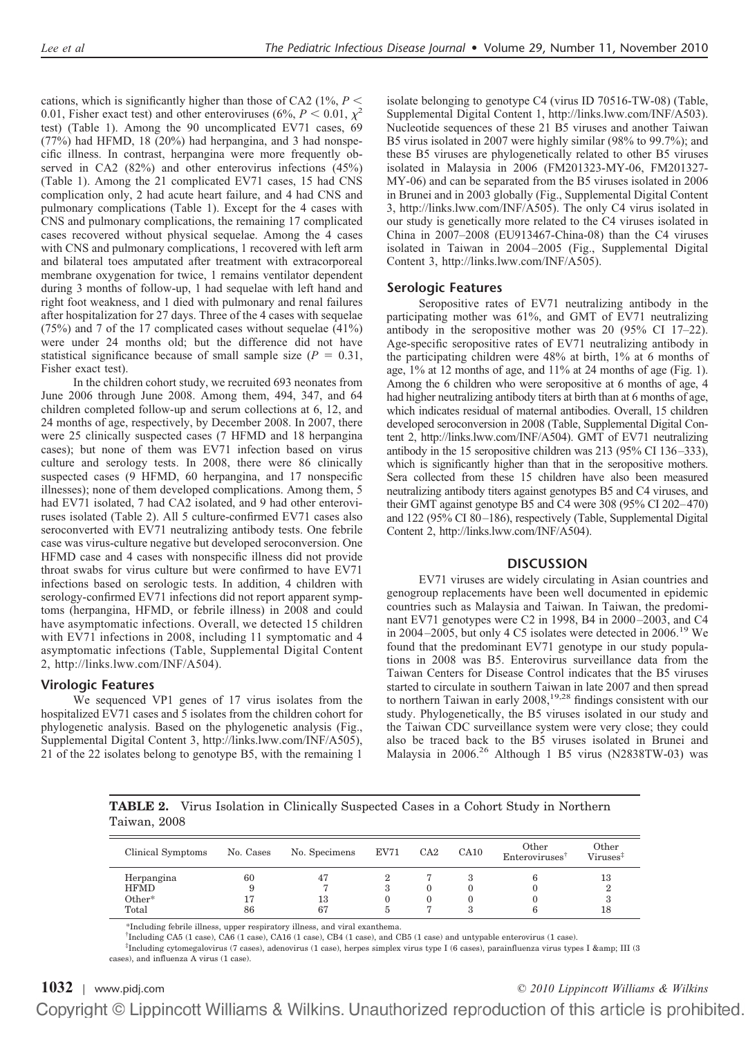cations, which is significantly higher than those of CA2 (1%, $P < 0.01$, Fisher exact test) and other enteroviruses (6%, $P < 0.01$, $\chi^2$ test) (Table 1). Among the 90 uncomplicated EV71 cases, 69 (77%) had HFMD, 18 (20%) had herpangina, and 3 had nonspecific illness. In contrast, herpangina were more frequently observed in CA2 (82%) and other enterovirus infections (45%) (Table 1). Among the 21 complicated EV71 cases, 15 had CNS complication only, 2 had acute heart failure, and 4 had CNS and pulmonary complications (Table 1). Except for the 4 cases with CNS and pulmonary complications, the remaining 17 complicated cases recovered without physical sequelae. Among the 4 cases with CNS and pulmonary complications, 1 recovered with left arm and bilateral toes amputated after treatment with extracorporeal membrane oxygenation for twice, 1 remains ventilator dependent during 3 months of follow-up, 1 had sequelae with left hand and right foot weakness, and 1 died with pulmonary and renal failures after hospitalization for 27 days. Three of the 4 cases with sequelae (75%) and 7 of the 17 complicated cases without sequelae (41%) were under 24 months old; but the difference did not have statistical significance because of small sample size ($P = 0.31$, Fisher exact test).

In the children cohort study, we recruited 693 neonates from June 2006 through June 2008. Among them, 494, 347, and 64 children completed follow-up and serum collections at 6, 12, and 24 months of age, respectively, by December 2008. In 2007, there were 25 clinically suspected cases (7 HFMD and 18 herpangina cases); but none of them was EV71 infection based on virus culture and serology tests. In 2008, there were 86 clinically suspected cases (9 HFMD, 60 herpangina, and 17 nonspecific illnesses); none of them developed complications. Among them, 5 had EV71 isolated, 7 had CA2 isolated, and 9 had other enteroviruses isolated (Table 2). All 5 culture-confirmed EV71 cases also seroconverted with EV71 neutralizing antibody tests. One febrile case was virus-culture negative but developed seroconversion. One HFMD case and 4 cases with nonspecific illness did not provide throat swabs for virus culture but were confirmed to have EV71 infections based on serologic tests. In addition, 4 children with serology-confirmed EV71 infections did not report apparent symptoms (herpangina, HFMD, or febrile illness) in 2008 and could have asymptomatic infections. Overall, we detected 15 children with EV71 infections in 2008, including 11 symptomatic and 4 asymptomatic infections (Table, Supplemental Digital Content 2, http://links.lww.com/INF/A504).

### Virologic Features

We sequenced VP1 genes of 17 virus isolates from the hospitalized EV71 cases and 5 isolates from the children cohort for phylogenetic analysis. Based on the phylogenetic analysis (Fig., Supplemental Digital Content 3, http://links.lww.com/INF/A505), 21 of the 22 isolates belong to genotype B5, with the remaining 1 isolate belonging to genotype C4 (virus ID 70516-TW-08) (Table, Supplemental Digital Content 1, http://links.lww.com/INF/A503). Nucleotide sequences of these 21 B5 viruses and another Taiwan B5 virus isolated in 2007 were highly similar (98% to 99.7%); and these B5 viruses are phylogenetically related to other B5 viruses isolated in Malaysia in 2006 (FM201323-MY-06, FM201327-MY-06) and can be separated from the B5 viruses isolated in 2006 in Brunei and in 2003 globally (Fig., Supplemental Digital Content 3, http://links.lww.com/INF/A505). The only C4 virus isolated in our study is genetically more related to the C4 viruses isolated in China in 2007–2008 (EU913467-China-08) than the C4 viruses isolated in Taiwan in 2004–2005 (Fig., Supplemental Digital Content 3, http://links.lww.com/INF/A505).

### Serologic Features

Seropositive rates of EV71 neutralizing antibody in the participating mother was 61%, and GMT of EV71 neutralizing antibody in the seropositive mother was 20 (95% CI 17–22). Age-specific seropositive rates of EV71 neutralizing antibody in the participating children were 48% at birth, 1% at 6 months of age, 1% at 12 months of age, and 11% at 24 months of age (Fig. 1). Among the 6 children who were seropositive at 6 months of age, 4 had higher neutralizing antibody titers at birth than at 6 months of age, which indicates residual of maternal antibodies. Overall, 15 children developed seroconversion in 2008 (Table, Supplemental Digital Content 2, http://links.lww.com/INF/A504). GMT of EV71 neutralizing antibody in the 15 seropositive children was 213 (95% CI 136–333), which is significantly higher than that in the seropositive mothers. Sera collected from these 15 children have also been measured neutralizing antibody titers against genotypes B5 and C4 viruses, and their GMT against genotype B5 and C4 were 308 (95% CI 202–470) and 122 (95% CI 80–186), respectively (Table, Supplemental Digital Content 2, http://links.lww.com/INF/A504).

## DISCUSSION

EV71 viruses are widely circulating in Asian countries and genogroup replacements have been well documented in epidemic countries such as Malaysia and Taiwan. In Taiwan, the predominant EV71 genotypes were C2 in 1998, B4 in 2000–2003, and C4 in 2004–2005, but only 4 C5 isolates were detected in 2006.[19] We found that the predominant EV71 genotype in our study populations in 2008 was B5. Enterovirus surveillance data from the Taiwan Centers for Disease Control indicates that the B5 viruses started to circulate in southern Taiwan in late 2007 and then spread to northern Taiwan in early 2008,[19,28] findings consistent with our study. Phylogenetically, the B5 viruses isolated in our study and the Taiwan CDC surveillance system were very close; they could also be traced back to the B5 viruses isolated in Brunei and Malaysia in 2006.[26] Although 1 B5 virus (N2838TW-03) was

**TABLE 2.** Virus Isolation in Clinically Suspected Cases in a Cohort Study in Northern Taiwan, 2008

| Clinical Symptoms | No. Cases | No. Specimens | EV71 | CA2 | CA10 | Other Enteroviruses† | Other Viruses‡ |
|---|---|---|---|---|---|---|---|
| Herpangina | 60 | 47 | 2 | 7 | 3 | 6 | 13 |
| HFMD | 9 | 7 | 3 | 0 | 0 | 0 | 2 |
| Other* | 17 | 13 | 0 | 0 | 0 | 0 | 3 |
| Total | 86 | 67 | 5 | 7 | 3 | 6 | 18 |

*Including febrile illness, upper respiratory illness, and viral exanthema.

†Including CA5 (1 case), CA6 (1 case), CA16 (1 case), CB4 (1 case), and CB5 (1 case) and untypable enterovirus (1 case).

‡Including cytomegalovirus (7 cases), adenovirus (1 case), herpes simplex virus type I (6 cases), parainfluenza virus types I &amp; III (3 cases), and influenza A virus (1 case).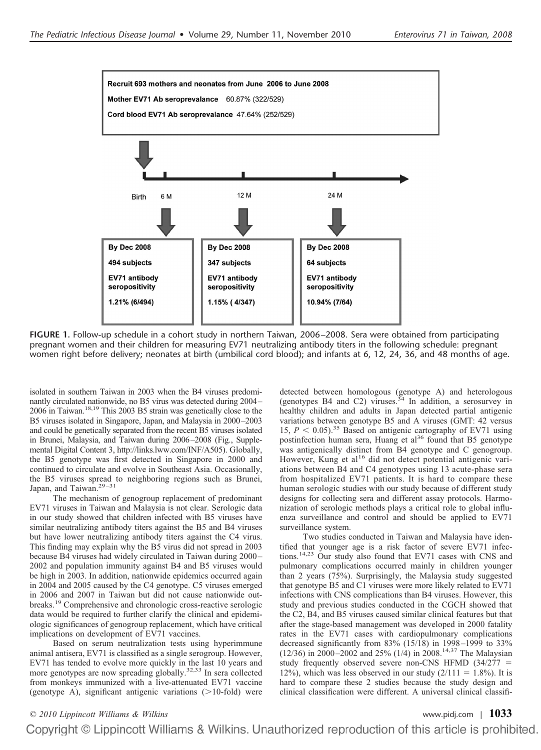Recruit 693 mothers and neonates from June 2006 to June 2008

Mother EV71 Ab seroprevalance 60.87% (322/529)

Cord blood EV71 Ab seroprevalance 47.64% (252/529)

Birth — 6 M — 12 M — 24 M

| By Dec 2008 | By Dec 2008 | By Dec 2008 |
| --- | --- | --- |
| 494 subjects | 347 subjects | 64 subjects |
| EV71 antibody seropositivity | EV71 antibody seropositivity | EV71 antibody seropositivity |
| 1.21% (6/494) | 1.15% ( 4/347) | 10.94% (7/64) |

**FIGURE 1.** Follow-up schedule in a cohort study in northern Taiwan, 2006–2008. Sera were obtained from participating pregnant women and their children for measuring EV71 neutralizing antibody titers in the following schedule: pregnant women right before delivery; neonates at birth (umbilical cord blood); and infants at 6, 12, 24, 36, and 48 months of age.

isolated in southern Taiwan in 2003 when the B4 viruses predominantly circulated nationwide, no B5 virus was detected during 2004–2006 in Taiwan.[18,19] This 2003 B5 strain was genetically close to the B5 viruses isolated in Singapore, Japan, and Malaysia in 2000–2003 and could be genetically separated from the recent B5 viruses isolated in Brunei, Malaysia, and Taiwan during 2006–2008 (Fig., Supplemental Digital Content 3, http://links.lww.com/INF/A505). Globally, the B5 genotype was first detected in Singapore in 2000 and continued to circulate and evolve in Southeast Asia. Occasionally, the B5 viruses spread to neighboring regions such as Brunei, Japan, and Taiwan.[29–31]

The mechanism of genogroup replacement of predominant EV71 viruses in Taiwan and Malaysia is not clear. Serologic data in our study showed that children infected with B5 viruses have similar neutralizing antibody titers against the B5 and B4 viruses but have lower neutralizing antibody titers against the C4 virus. This finding may explain why the B5 virus did not spread in 2003 because B4 viruses had widely circulated in Taiwan during 2000–2002 and population immunity against B4 and B5 viruses would be high in 2003. In addition, nationwide epidemics occurred again in 2004 and 2005 caused by the C4 genotype. C5 viruses emerged in 2006 and 2007 in Taiwan but did not cause nationwide outbreaks.[19] Comprehensive and chronologic cross-reactive serologic data would be required to further clarify the clinical and epidemiologic significances of genogroup replacement, which have critical implications on development of EV71 vaccines.

Based on serum neutralization tests using hyperimmune animal antisera, EV71 is classified as a single serogroup. However, EV71 has tended to evolve more quickly in the last 10 years and more genotypes are now spreading globally.[32,33] In sera collected from monkeys immunized with a live-attenuated EV71 vaccine (genotype A), significant antigenic variations (>10-fold) were detected between homologous (genotype A) and heterologous (genotypes B4 and C2) viruses.[34] In addition, a serosurvey in healthy children and adults in Japan detected partial antigenic variations between genotype B5 and A viruses (GMT: 42 versus 15, $P < 0.05$).[35] Based on antigenic cartography of EV71 using postinfection human sera, Huang et al[36] found that B5 genotype was antigenically distinct from B4 genotype and C genogroup. However, Kung et al[16] did not detect potential antigenic variations between B4 and C4 genotypes using 13 acute-phase sera from hospitalized EV71 patients. It is hard to compare these human serologic studies with our study because of different study designs for collecting sera and different assay protocols. Harmonization of serologic methods plays a critical role to global influenza surveillance and control and should be applied to EV71 surveillance system.

Two studies conducted in Taiwan and Malaysia have identified that younger age is a risk factor of severe EV71 infections.[14,23] Our study also found that EV71 cases with CNS and pulmonary complications occurred mainly in children younger than 2 years (75%). Surprisingly, the Malaysia study suggested that genotype B5 and C1 viruses were more likely related to EV71 infections with CNS complications than B4 viruses. However, this study and previous studies conducted in the CGCH showed that the C2, B4, and B5 viruses caused similar clinical features but that after the stage-based management was developed in 2000 fatality rates in the EV71 cases with cardiopulmonary complications decreased significantly from 83% (15/18) in 1998–1999 to 33% (12/36) in 2000–2002 and 25% (1/4) in 2008.[14,37] The Malaysian study frequently observed severe non-CNS HFMD (34/277 = 12%), which was less observed in our study (2/111 = 1.8%). It is hard to compare these 2 studies because the study design and clinical classification were different. A universal clinical classifi-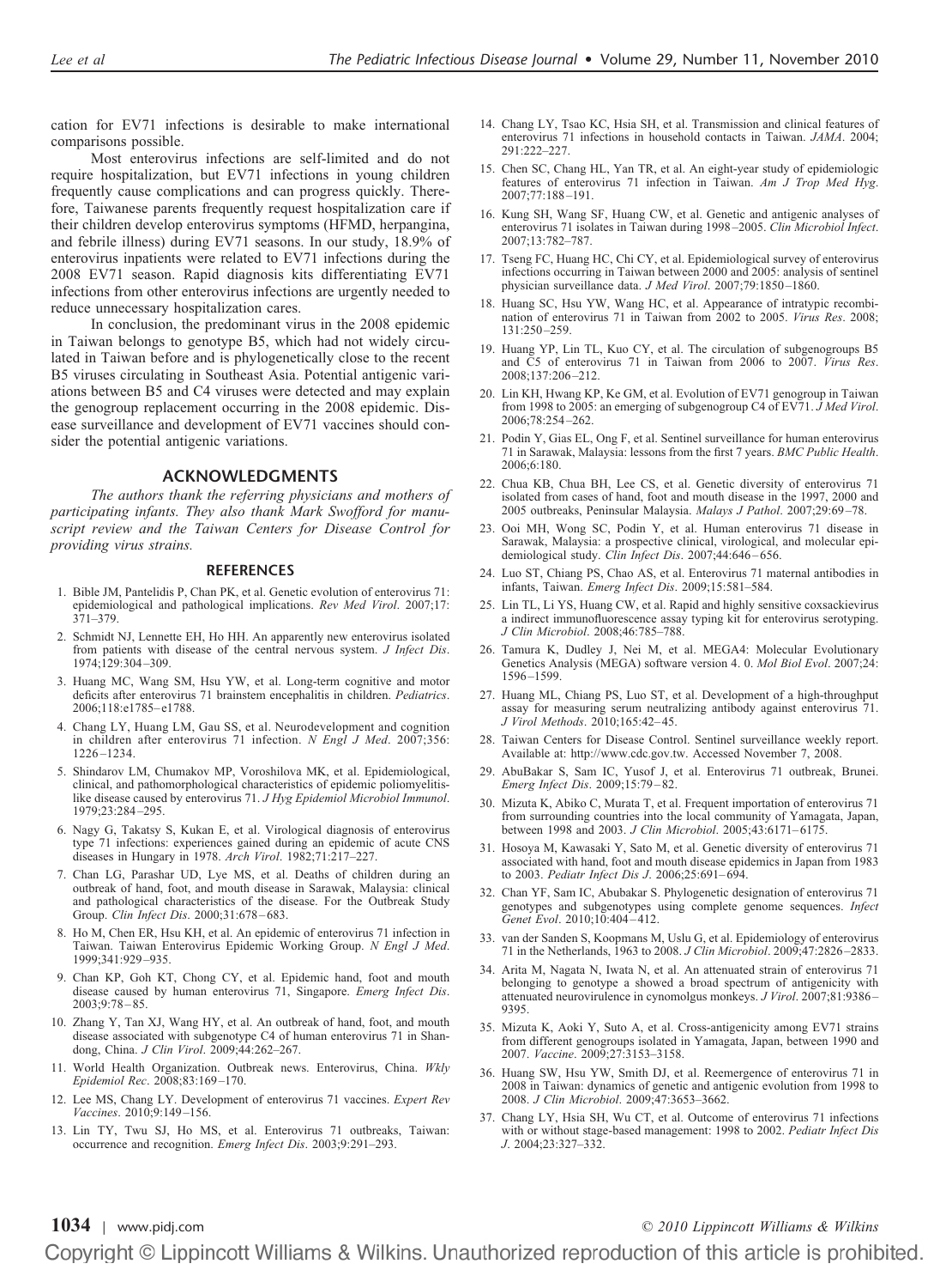cation for EV71 infections is desirable to make international comparisons possible.

Most enterovirus infections are self-limited and do not require hospitalization, but EV71 infections in young children frequently cause complications and can progress quickly. Therefore, Taiwanese parents frequently request hospitalization care if their children develop enterovirus symptoms (HFMD, herpangina, and febrile illness) during EV71 seasons. In our study, 18.9% of enterovirus inpatients were related to EV71 infections during the 2008 EV71 season. Rapid diagnosis kits differentiating EV71 infections from other enterovirus infections are urgently needed to reduce unnecessary hospitalization cares.

In conclusion, the predominant virus in the 2008 epidemic in Taiwan belongs to genotype B5, which had not widely circulated in Taiwan before and is phylogenetically close to the recent B5 viruses circulating in Southeast Asia. Potential antigenic variations between B5 and C4 viruses were detected and may explain the genogroup replacement occurring in the 2008 epidemic. Disease surveillance and development of EV71 vaccines should consider the potential antigenic variations.

## ACKNOWLEDGMENTS

*The authors thank the referring physicians and mothers of participating infants. They also thank Mark Swofford for manuscript review and the Taiwan Centers for Disease Control for providing virus strains.*

## REFERENCES

1. Bible JM, Pantelidis P, Chan PK, et al. Genetic evolution of enterovirus 71: epidemiological and pathological implications. *Rev Med Virol*. 2007;17: 371–379.
2. Schmidt NJ, Lennette EH, Ho HH. An apparently new enterovirus isolated from patients with disease of the central nervous system. *J Infect Dis*. 1974;129:304–309.
3. Huang MC, Wang SM, Hsu YW, et al. Long-term cognitive and motor deficits after enterovirus 71 brainstem encephalitis in children. *Pediatrics*. 2006;118:e1785–e1788.
4. Chang LY, Huang LM, Gau SS, et al. Neurodevelopment and cognition in children after enterovirus 71 infection. *N Engl J Med*. 2007;356: 1226–1234.
5. Shindarov LM, Chumakov MP, Voroshilova MK, et al. Epidemiological, clinical, and pathomorphological characteristics of epidemic poliomyelitis-like disease caused by enterovirus 71. *J Hyg Epidemiol Microbiol Immunol*. 1979;23:284–295.
6. Nagy G, Takatsy S, Kukan E, et al. Virological diagnosis of enterovirus type 71 infections: experiences gained during an epidemic of acute CNS diseases in Hungary in 1978. *Arch Virol*. 1982;71:217–227.
7. Chan LG, Parashar UD, Lye MS, et al. Deaths of children during an outbreak of hand, foot, and mouth disease in Sarawak, Malaysia: clinical and pathological characteristics of the disease. For the Outbreak Study Group. *Clin Infect Dis*. 2000;31:678–683.
8. Ho M, Chen ER, Hsu KH, et al. An epidemic of enterovirus 71 infection in Taiwan. Taiwan Enterovirus Epidemic Working Group. *N Engl J Med*. 1999;341:929–935.
9. Chan KP, Goh KT, Chong CY, et al. Epidemic hand, foot and mouth disease caused by human enterovirus 71, Singapore. *Emerg Infect Dis*. 2003;9:78–85.
10. Zhang Y, Tan XJ, Wang HY, et al. An outbreak of hand, foot, and mouth disease associated with subgenotype C4 of human enterovirus 71 in Shandong, China. *J Clin Virol*. 2009;44:262–267.
11. World Health Organization. Outbreak news. Enterovirus, China. *Wkly Epidemiol Rec*. 2008;83:169–170.
12. Lee MS, Chang LY. Development of enterovirus 71 vaccines. *Expert Rev Vaccines*. 2010;9:149–156.
13. Lin TY, Twu SJ, Ho MS, et al. Enterovirus 71 outbreaks, Taiwan: occurrence and recognition. *Emerg Infect Dis*. 2003;9:291–293.
14. Chang LY, Tsao KC, Hsia SH, et al. Transmission and clinical features of enterovirus 71 infections in household contacts in Taiwan. *JAMA*. 2004; 291:222–227.
15. Chen SC, Chang HL, Yan TR, et al. An eight-year study of epidemiologic features of enterovirus 71 infection in Taiwan. *Am J Trop Med Hyg*. 2007;77:188–191.
16. Kung SH, Wang SF, Huang CW, et al. Genetic and antigenic analyses of enterovirus 71 isolates in Taiwan during 1998–2005. *Clin Microbiol Infect*. 2007;13:782–787.
17. Tseng FC, Huang HC, Chi CY, et al. Epidemiological survey of enterovirus infections occurring in Taiwan between 2000 and 2005: analysis of sentinel physician surveillance data. *J Med Virol*. 2007;79:1850–1860.
18. Huang SC, Hsu YW, Wang HC, et al. Appearance of intratypic recombination of enterovirus 71 in Taiwan from 2002 to 2005. *Virus Res*. 2008; 131:250–259.
19. Huang YP, Lin TL, Kuo CY, et al. The circulation of subgenogroups B5 and C5 of enterovirus 71 in Taiwan from 2006 to 2007. *Virus Res*. 2008;137:206–212.
20. Lin KH, Hwang KP, Ke GM, et al. Evolution of EV71 genogroup in Taiwan from 1998 to 2005: an emerging of subgenogroup C4 of EV71. *J Med Virol*. 2006;78:254–262.
21. Podin Y, Gias EL, Ong F, et al. Sentinel surveillance for human enterovirus 71 in Sarawak, Malaysia: lessons from the first 7 years. *BMC Public Health*. 2006;6:180.
22. Chua KB, Chua BH, Lee CS, et al. Genetic diversity of enterovirus 71 isolated from cases of hand, foot and mouth disease in the 1997, 2000 and 2005 outbreaks, Peninsular Malaysia. *Malays J Pathol*. 2007;29:69–78.
23. Ooi MH, Wong SC, Podin Y, et al. Human enterovirus 71 disease in Sarawak, Malaysia: a prospective clinical, virological, and molecular epidemiological study. *Clin Infect Dis*. 2007;44:646–656.
24. Luo ST, Chiang PS, Chao AS, et al. Enterovirus 71 maternal antibodies in infants, Taiwan. *Emerg Infect Dis*. 2009;15:581–584.
25. Lin TL, Li YS, Huang CW, et al. Rapid and highly sensitive coxsackievirus a indirect immunofluorescence assay typing kit for enterovirus serotyping. *J Clin Microbiol*. 2008;46:785–788.
26. Tamura K, Dudley J, Nei M, et al. MEGA4: Molecular Evolutionary Genetics Analysis (MEGA) software version 4. 0. *Mol Biol Evol*. 2007;24: 1596–1599.
27. Huang ML, Chiang PS, Luo ST, et al. Development of a high-throughput assay for measuring serum neutralizing antibody against enterovirus 71. *J Virol Methods*. 2010;165:42–45.
28. Taiwan Centers for Disease Control. Sentinel surveillance weekly report. Available at: http://www.cdc.gov.tw. Accessed November 7, 2008.
29. AbuBakar S, Sam IC, Yusof J, et al. Enterovirus 71 outbreak, Brunei. *Emerg Infect Dis*. 2009;15:79–82.
30. Mizuta K, Abiko C, Murata T, et al. Frequent importation of enterovirus 71 from surrounding countries into the local community of Yamagata, Japan, between 1998 and 2003. *J Clin Microbiol*. 2005;43:6171–6175.
31. Hosoya M, Kawasaki Y, Sato M, et al. Genetic diversity of enterovirus 71 associated with hand, foot and mouth disease epidemics in Japan from 1983 to 2003. *Pediatr Infect Dis J*. 2006;25:691–694.
32. Chan YF, Sam IC, Abubakar S. Phylogenetic designation of enterovirus 71 genotypes and subgenotypes using complete genome sequences. *Infect Genet Evol*. 2010;10:404–412.
33. van der Sanden S, Koopmans M, Uslu G, et al. Epidemiology of enterovirus 71 in the Netherlands, 1963 to 2008. *J Clin Microbiol*. 2009;47:2826–2833.
34. Arita M, Nagata N, Iwata N, et al. An attenuated strain of enterovirus 71 belonging to genotype a showed a broad spectrum of antigenicity with attenuated neurovirulence in cynomolgus monkeys. *J Virol*. 2007;81:9386–9395.
35. Mizuta K, Aoki Y, Suto A, et al. Cross-antigenicity among EV71 strains from different genogroups isolated in Yamagata, Japan, between 1990 and 2007. *Vaccine*. 2009;27:3153–3158.
36. Huang SW, Hsu YW, Smith DJ, et al. Reemergence of enterovirus 71 in 2008 in Taiwan: dynamics of genetic and antigenic evolution from 1998 to 2008. *J Clin Microbiol*. 2009;47:3653–3662.
37. Chang LY, Hsia SH, Wu CT, et al. Outcome of enterovirus 71 infections with or without stage-based management: 1998 to 2002. *Pediatr Infect Dis J*. 2004;23:327–332.